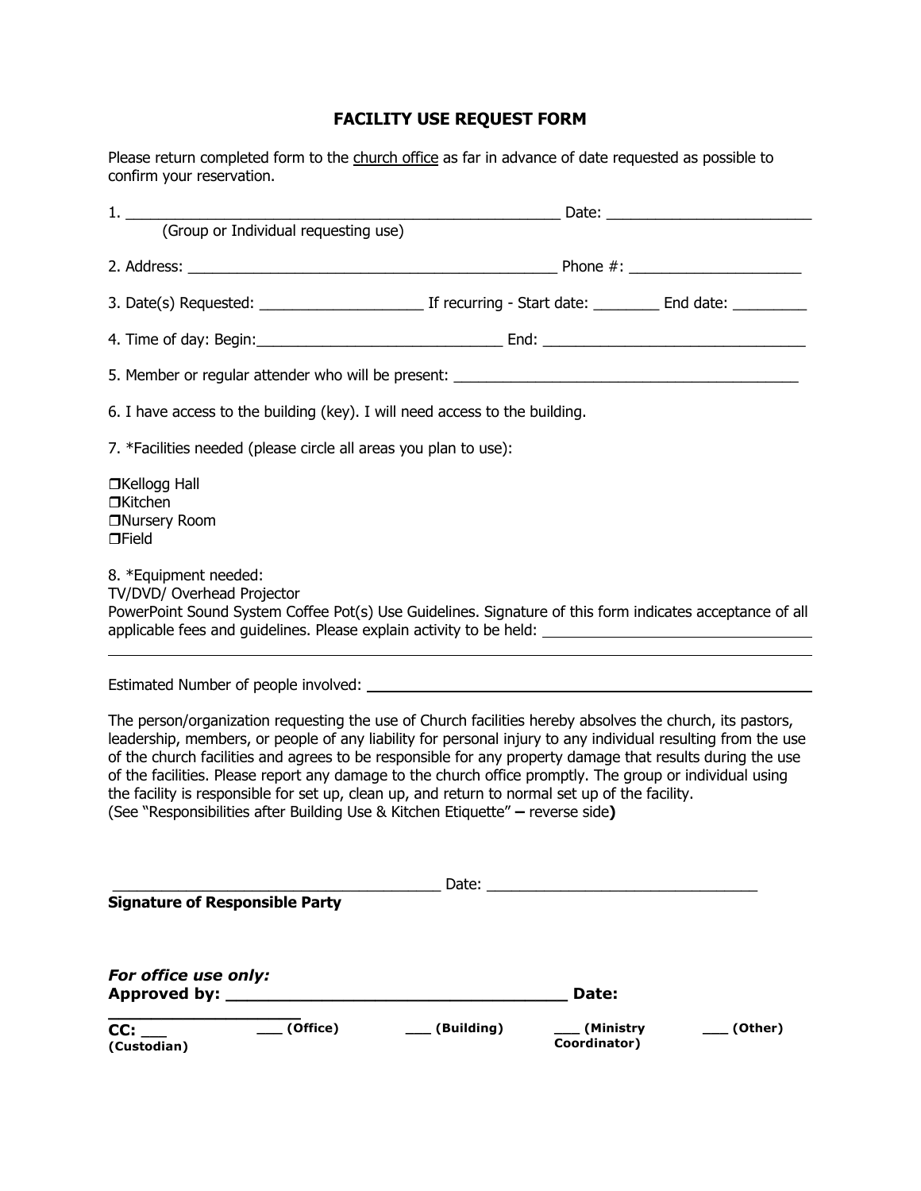# FACILITY USE REQUEST FORM

Please return completed form to the church office as far in advance of date requested as possible to confirm your reservation.

1. ________________________________________________ Date: ______________________
(Group or Individual requesting use)

2. Address: __________________________________________ Phone #: ___________________

3. Date(s) Requested: __________________ If recurring - Start date: ________ End date: _________

4. Time of day: Begin:___________________________ End: _____________________________

5. Member or regular attender who will be present: ______________________________________

6. I have access to the building (key). I will need access to the building.

7. *Facilities needed (please circle all areas you plan to use):

❒Kellogg Hall
❒Kitchen
❒Nursery Room
❒Field

8. *Equipment needed:
TV/DVD/ Overhead Projector
PowerPoint Sound System Coffee Pot(s) Use Guidelines. Signature of this form indicates acceptance of all applicable fees and guidelines. Please explain activity to be held: ____________________________

______________________________________________________________________________

Estimated Number of people involved: ____________________________________________

The person/organization requesting the use of Church facilities hereby absolves the church, its pastors, leadership, members, or people of any liability for personal injury to any individual resulting from the use of the church facilities and agrees to be responsible for any property damage that results during the use of the facilities. Please report any damage to the church office promptly. The group or individual using the facility is responsible for set up, clean up, and return to normal set up of the facility.
(See "Responsibilities after Building Use & Kitchen Etiquette" – reverse side**)**

______________________________________ Date: ______________________________
**Signature of Responsible Party**

***For office use only:***
**Approved by: ______________________________ Date: __________________**

**CC: ___ (Custodian)** **___ (Office)** **___ (Building)** **___ (Ministry Coordinator)** **___ (Other)**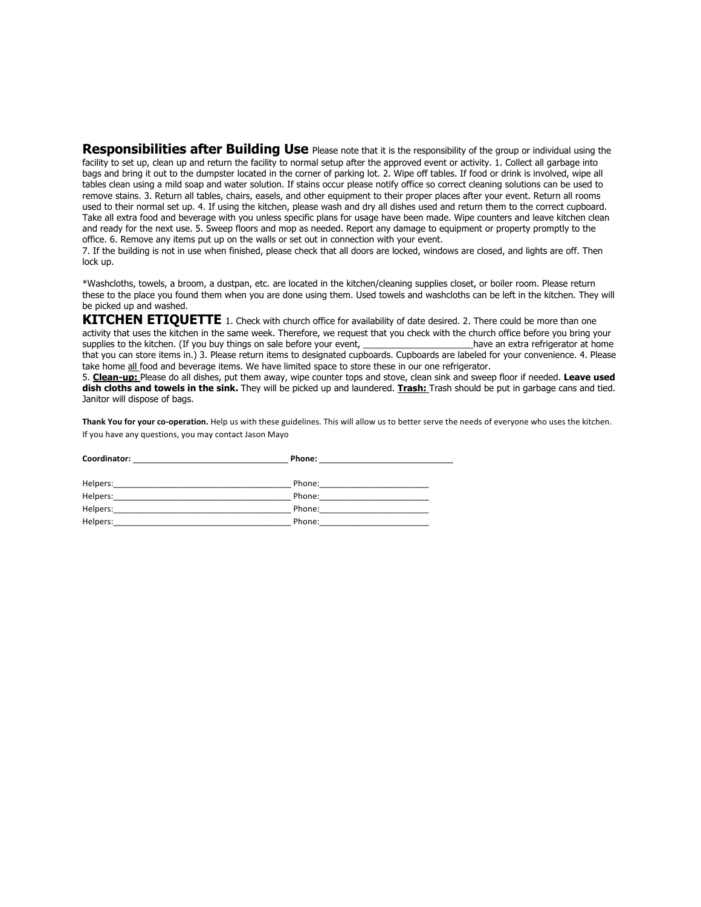**Responsibilities after Building Use** Please note that it is the responsibility of the group or individual using the facility to set up, clean up and return the facility to normal setup after the approved event or activity. 1. Collect all garbage into bags and bring it out to the dumpster located in the corner of parking lot. 2. Wipe off tables. If food or drink is involved, wipe all tables clean using a mild soap and water solution. If stains occur please notify office so correct cleaning solutions can be used to remove stains. 3. Return all tables, chairs, easels, and other equipment to their proper places after your event. Return all rooms used to their normal set up. 4. If using the kitchen, please wash and dry all dishes used and return them to the correct cupboard. Take all extra food and beverage with you unless specific plans for usage have been made. Wipe counters and leave kitchen clean and ready for the next use. 5. Sweep floors and mop as needed. Report any damage to equipment or property promptly to the office. 6. Remove any items put up on the walls or set out in connection with your event.
7. If the building is not in use when finished, please check that all doors are locked, windows are closed, and lights are off. Then lock up.

*Washcloths, towels, a broom, a dustpan, etc. are located in the kitchen/cleaning supplies closet, or boiler room. Please return these to the place you found them when you are done using them. Used towels and washcloths can be left in the kitchen. They will be picked up and washed.

**KITCHEN ETIQUETTE** 1. Check with church office for availability of date desired. 2. There could be more than one activity that uses the kitchen in the same week. Therefore, we request that you check with the church office before you bring your supplies to the kitchen. (If you buy things on sale before your event, ______________________have an extra refrigerator at home that you can store items in.) 3. Please return items to designated cupboards. Cupboards are labeled for your convenience. 4. Please take home <u>all</u> food and beverage items. We have limited space to store these in our one refrigerator.
5. **<u>Clean-up:</u>** Please do all dishes, put them away, wipe counter tops and stove, clean sink and sweep floor if needed. **Leave used dish cloths and towels in the sink.** They will be picked up and laundered. **<u>Trash:</u>** Trash should be put in garbage cans and tied. Janitor will dispose of bags.

**Thank You for your co-operation.** Help us with these guidelines. This will allow us to better serve the needs of everyone who uses the kitchen. If you have any questions, you may contact Jason Mayo

**Coordinator:** __________________________________ **Phone:** ____________________________

Helpers:________________________________________ Phone:________________________
Helpers:________________________________________ Phone:________________________
Helpers:________________________________________ Phone:________________________
Helpers:________________________________________ Phone:________________________